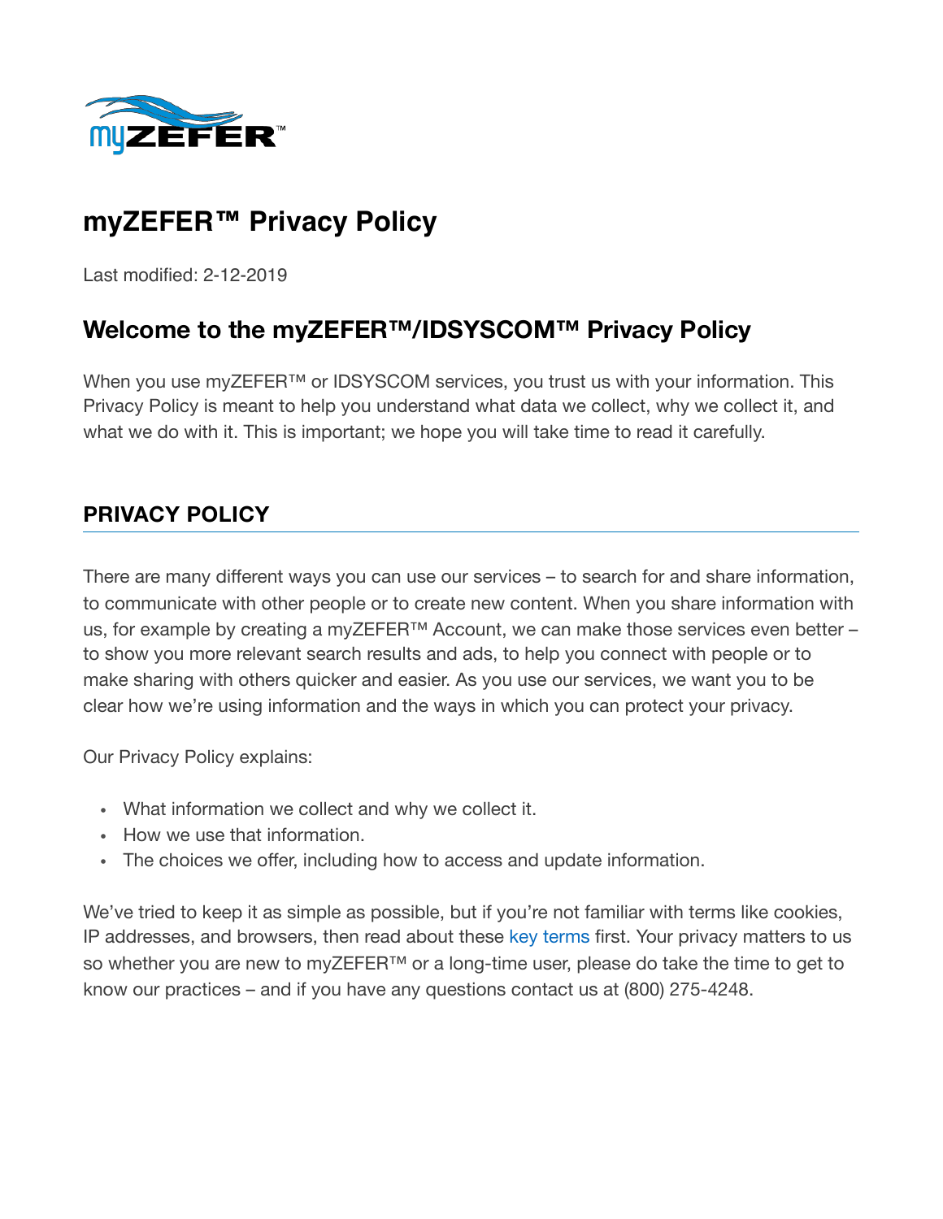# myZEFER™ Privacy Policy

Last modified: 2-12-2019

## Welcome to the myZEFER™/IDSYSCOM™ Privacy Policy

When you use myZEFER™ or IDSYSCOM services, you trust us with your information. This Privacy Policy is meant to help you understand what data we collect, why we collect it, and what we do with it. This is important; we hope you will take time to read it carefully.

### PRIVACY POLICY

There are many different ways you can use our services – to search for and share information, to communicate with other people or to create new content. When you share information with us, for example by creating a myZEFER™ Account, we can make those services even better – to show you more relevant search results and ads, to help you connect with people or to make sharing with others quicker and easier. As you use our services, we want you to be clear how we're using information and the ways in which you can protect your privacy.

Our Privacy Policy explains:

- What information we collect and why we collect it.
- How we use that information.
- The choices we offer, including how to access and update information.

We've tried to keep it as simple as possible, but if you're not familiar with terms like cookies, IP addresses, and browsers, then read about these key terms first. Your privacy matters to us so whether you are new to myZEFER™ or a long-time user, please do take the time to get to know our practices – and if you have any questions contact us at (800) 275-4248.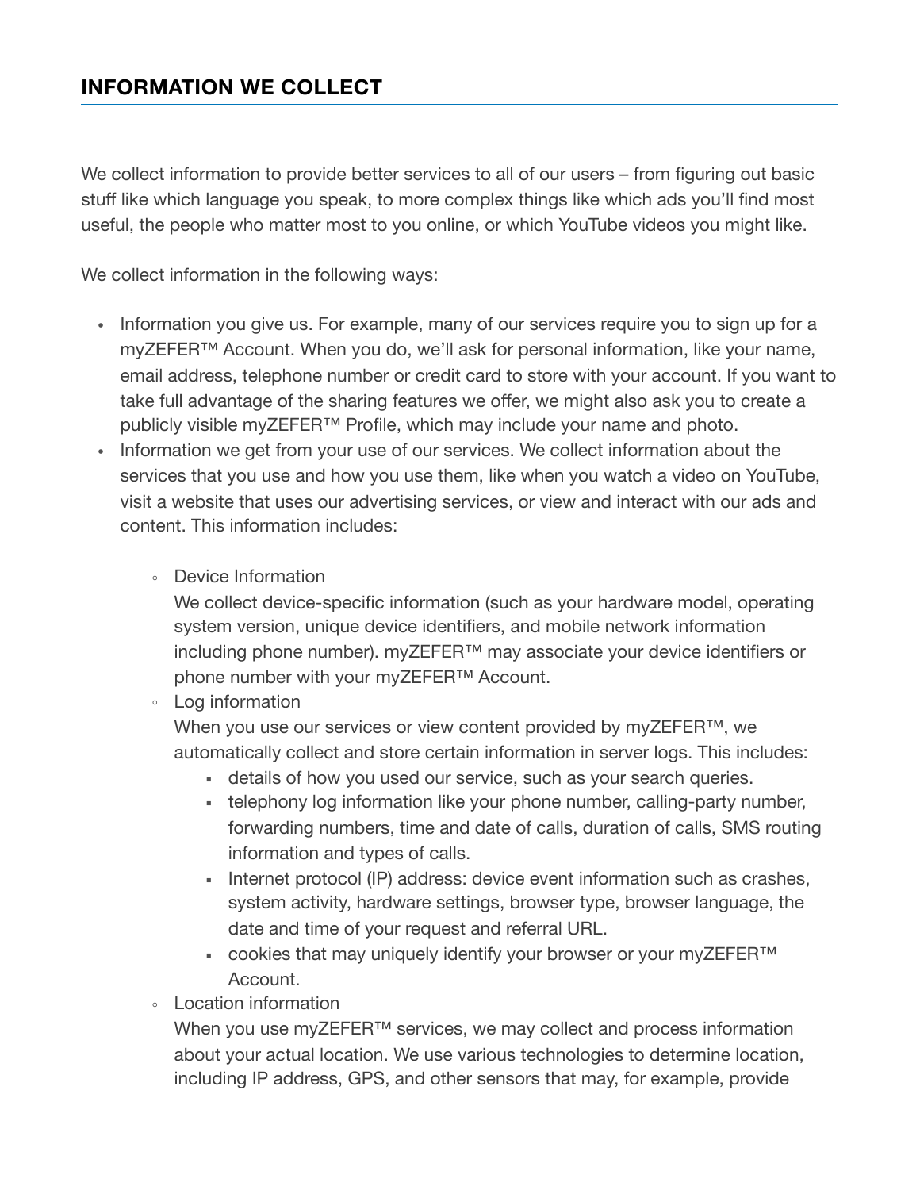## INFORMATION WE COLLECT

We collect information to provide better services to all of our users – from figuring out basic stuff like which language you speak, to more complex things like which ads you'll find most useful, the people who matter most to you online, or which YouTube videos you might like.

We collect information in the following ways:

- Information you give us. For example, many of our services require you to sign up for a myZEFER™ Account. When you do, we'll ask for personal information, like your name, email address, telephone number or credit card to store with your account. If you want to take full advantage of the sharing features we offer, we might also ask you to create a publicly visible myZEFER™ Profile, which may include your name and photo.
- Information we get from your use of our services. We collect information about the services that you use and how you use them, like when you watch a video on YouTube, visit a website that uses our advertising services, or view and interact with our ads and content. This information includes:
  - Device Information
    We collect device-specific information (such as your hardware model, operating system version, unique device identifiers, and mobile network information including phone number). myZEFER™ may associate your device identifiers or phone number with your myZEFER™ Account.
  - Log information
    When you use our services or view content provided by myZEFER™, we automatically collect and store certain information in server logs. This includes:
    - details of how you used our service, such as your search queries.
    - telephony log information like your phone number, calling-party number, forwarding numbers, time and date of calls, duration of calls, SMS routing information and types of calls.
    - Internet protocol (IP) address: device event information such as crashes, system activity, hardware settings, browser type, browser language, the date and time of your request and referral URL.
    - cookies that may uniquely identify your browser or your myZEFER™ Account.
  - Location information
    When you use myZEFER™ services, we may collect and process information about your actual location. We use various technologies to determine location, including IP address, GPS, and other sensors that may, for example, provide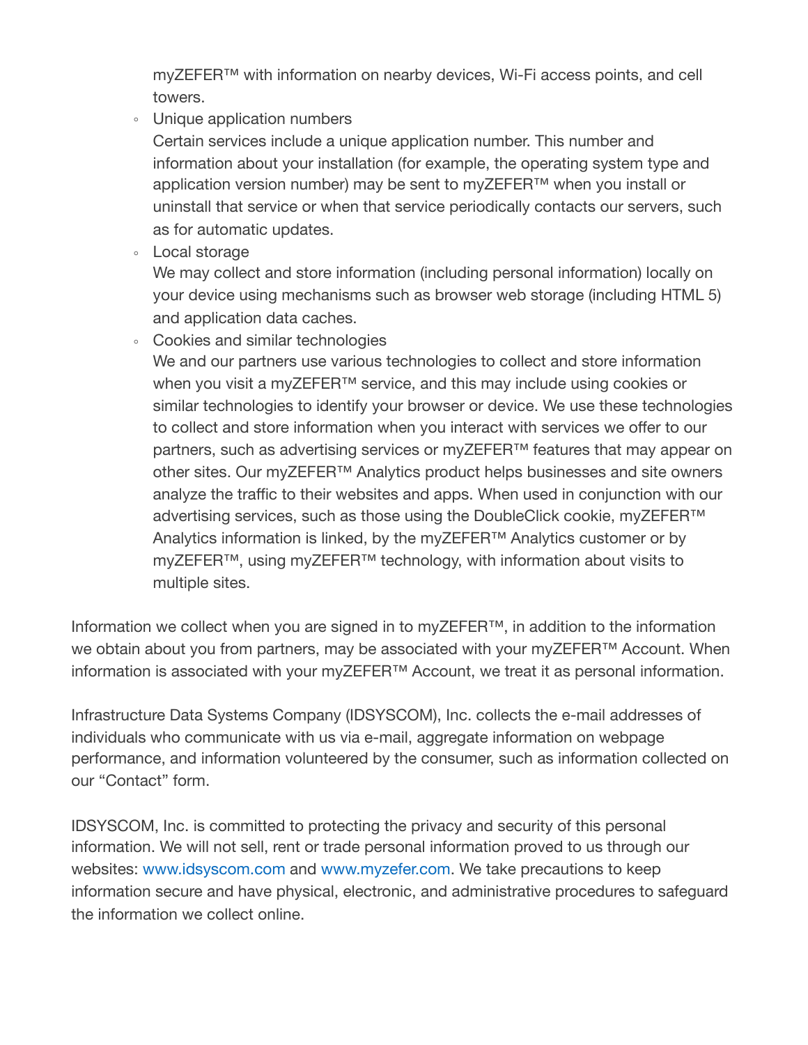myZEFER™ with information on nearby devices, Wi-Fi access points, and cell towers.

- Unique application numbers
  Certain services include a unique application number. This number and information about your installation (for example, the operating system type and application version number) may be sent to myZEFER™ when you install or uninstall that service or when that service periodically contacts our servers, such as for automatic updates.
- Local storage
  We may collect and store information (including personal information) locally on your device using mechanisms such as browser web storage (including HTML 5) and application data caches.
- Cookies and similar technologies
  We and our partners use various technologies to collect and store information when you visit a myZEFER™ service, and this may include using cookies or similar technologies to identify your browser or device. We use these technologies to collect and store information when you interact with services we offer to our partners, such as advertising services or myZEFER™ features that may appear on other sites. Our myZEFER™ Analytics product helps businesses and site owners analyze the traffic to their websites and apps. When used in conjunction with our advertising services, such as those using the DoubleClick cookie, myZEFER™ Analytics information is linked, by the myZEFER™ Analytics customer or by myZEFER™, using myZEFER™ technology, with information about visits to multiple sites.

Information we collect when you are signed in to myZEFER™, in addition to the information we obtain about you from partners, may be associated with your myZEFER™ Account. When information is associated with your myZEFER™ Account, we treat it as personal information.

Infrastructure Data Systems Company (IDSYSCOM), Inc. collects the e-mail addresses of individuals who communicate with us via e-mail, aggregate information on webpage performance, and information volunteered by the consumer, such as information collected on our "Contact" form.

IDSYSCOM, Inc. is committed to protecting the privacy and security of this personal information. We will not sell, rent or trade personal information proved to us through our websites: www.idsyscom.com and www.myzefer.com. We take precautions to keep information secure and have physical, electronic, and administrative procedures to safeguard the information we collect online.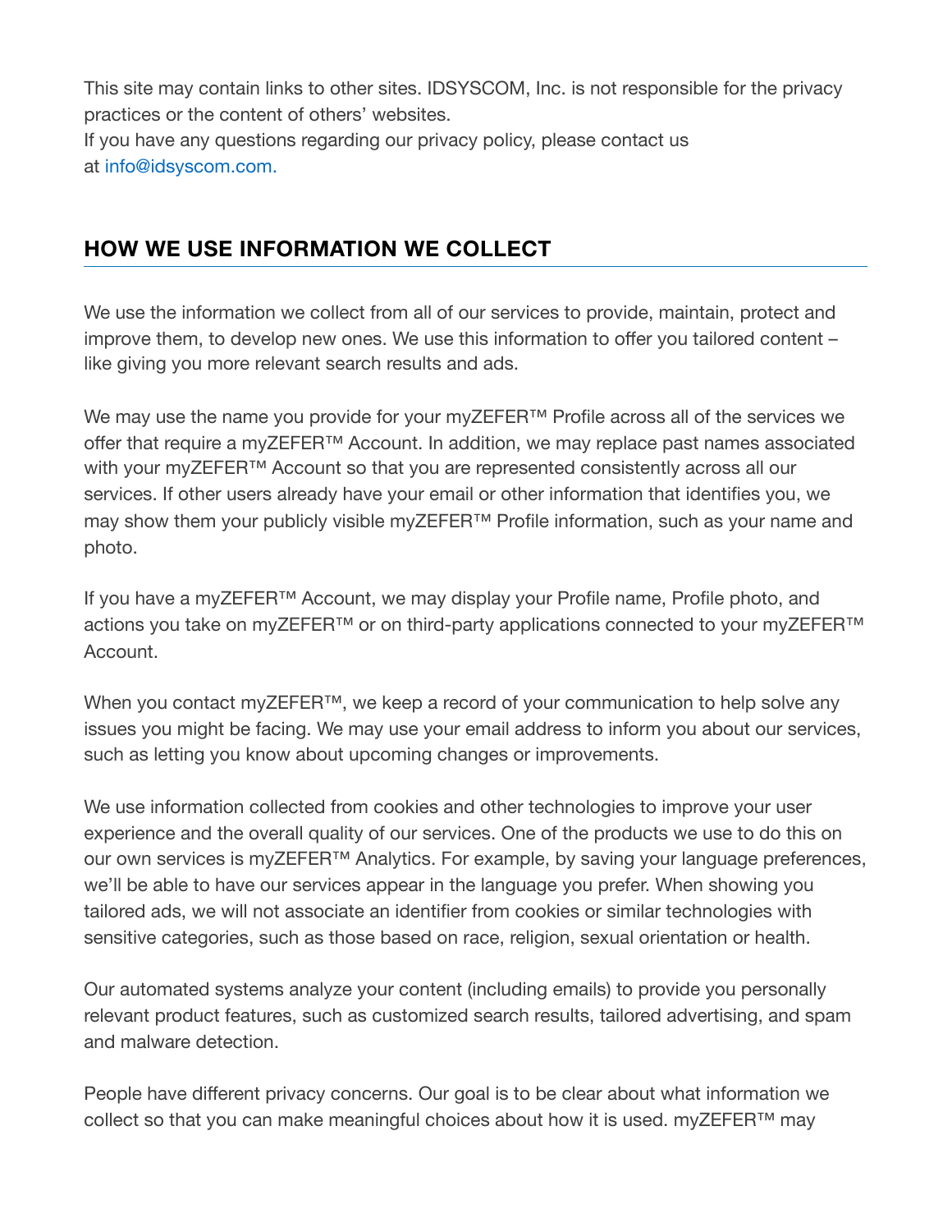This site may contain links to other sites. IDSYSCOM, Inc. is not responsible for the privacy practices or the content of others' websites.
If you have any questions regarding our privacy policy, please contact us at info@idsyscom.com.

## HOW WE USE INFORMATION WE COLLECT

We use the information we collect from all of our services to provide, maintain, protect and improve them, to develop new ones. We use this information to offer you tailored content – like giving you more relevant search results and ads.

We may use the name you provide for your myZEFER™ Profile across all of the services we offer that require a myZEFER™ Account. In addition, we may replace past names associated with your myZEFER™ Account so that you are represented consistently across all our services. If other users already have your email or other information that identifies you, we may show them your publicly visible myZEFER™ Profile information, such as your name and photo.

If you have a myZEFER™ Account, we may display your Profile name, Profile photo, and actions you take on myZEFER™ or on third-party applications connected to your myZEFER™ Account.

When you contact myZEFER™, we keep a record of your communication to help solve any issues you might be facing. We may use your email address to inform you about our services, such as letting you know about upcoming changes or improvements.

We use information collected from cookies and other technologies to improve your user experience and the overall quality of our services. One of the products we use to do this on our own services is myZEFER™ Analytics. For example, by saving your language preferences, we'll be able to have our services appear in the language you prefer. When showing you tailored ads, we will not associate an identifier from cookies or similar technologies with sensitive categories, such as those based on race, religion, sexual orientation or health.

Our automated systems analyze your content (including emails) to provide you personally relevant product features, such as customized search results, tailored advertising, and spam and malware detection.

People have different privacy concerns. Our goal is to be clear about what information we collect so that you can make meaningful choices about how it is used. myZEFER™ may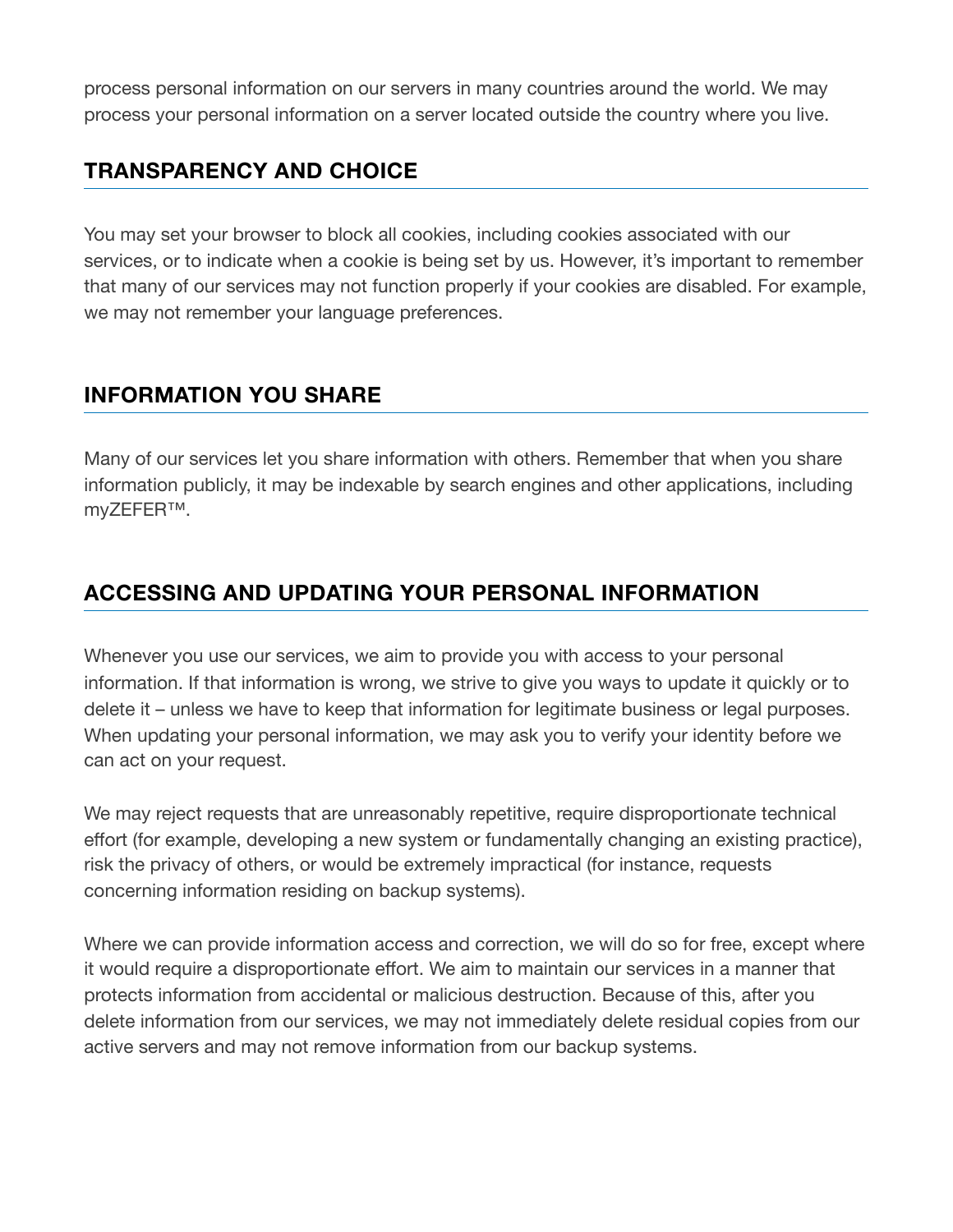process personal information on our servers in many countries around the world. We may process your personal information on a server located outside the country where you live.

## TRANSPARENCY AND CHOICE

You may set your browser to block all cookies, including cookies associated with our services, or to indicate when a cookie is being set by us. However, it's important to remember that many of our services may not function properly if your cookies are disabled. For example, we may not remember your language preferences.

## INFORMATION YOU SHARE

Many of our services let you share information with others. Remember that when you share information publicly, it may be indexable by search engines and other applications, including myZEFER™.

## ACCESSING AND UPDATING YOUR PERSONAL INFORMATION

Whenever you use our services, we aim to provide you with access to your personal information. If that information is wrong, we strive to give you ways to update it quickly or to delete it – unless we have to keep that information for legitimate business or legal purposes. When updating your personal information, we may ask you to verify your identity before we can act on your request.

We may reject requests that are unreasonably repetitive, require disproportionate technical effort (for example, developing a new system or fundamentally changing an existing practice), risk the privacy of others, or would be extremely impractical (for instance, requests concerning information residing on backup systems).

Where we can provide information access and correction, we will do so for free, except where it would require a disproportionate effort. We aim to maintain our services in a manner that protects information from accidental or malicious destruction. Because of this, after you delete information from our services, we may not immediately delete residual copies from our active servers and may not remove information from our backup systems.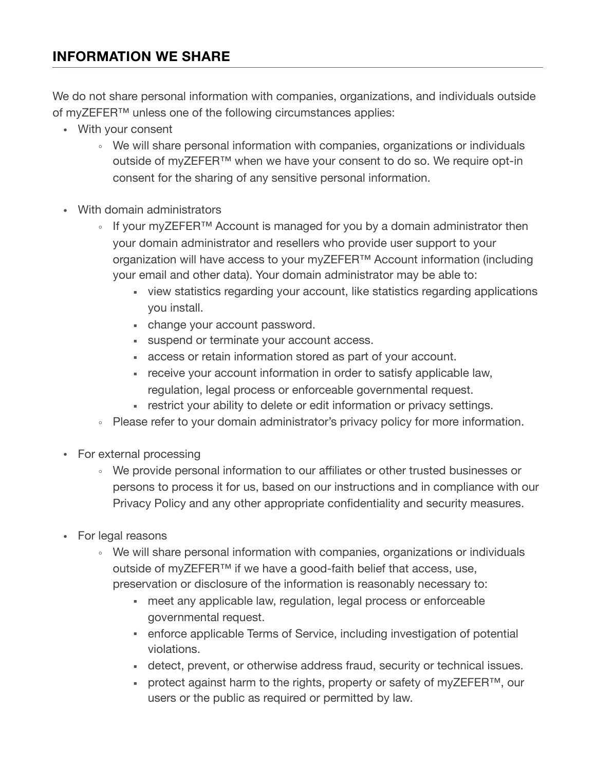## INFORMATION WE SHARE

We do not share personal information with companies, organizations, and individuals outside of myZEFER™ unless one of the following circumstances applies:

- With your consent
    - We will share personal information with companies, organizations or individuals outside of myZEFER™ when we have your consent to do so. We require opt-in consent for the sharing of any sensitive personal information.
- With domain administrators
    - If your myZEFER™ Account is managed for you by a domain administrator then your domain administrator and resellers who provide user support to your organization will have access to your myZEFER™ Account information (including your email and other data). Your domain administrator may be able to:
        - view statistics regarding your account, like statistics regarding applications you install.
        - change your account password.
        - suspend or terminate your account access.
        - access or retain information stored as part of your account.
        - receive your account information in order to satisfy applicable law, regulation, legal process or enforceable governmental request.
        - restrict your ability to delete or edit information or privacy settings.
    - Please refer to your domain administrator's privacy policy for more information.
- For external processing
    - We provide personal information to our affiliates or other trusted businesses or persons to process it for us, based on our instructions and in compliance with our Privacy Policy and any other appropriate confidentiality and security measures.
- For legal reasons
    - We will share personal information with companies, organizations or individuals outside of myZEFER™ if we have a good-faith belief that access, use, preservation or disclosure of the information is reasonably necessary to:
        - meet any applicable law, regulation, legal process or enforceable governmental request.
        - enforce applicable Terms of Service, including investigation of potential violations.
        - detect, prevent, or otherwise address fraud, security or technical issues.
        - protect against harm to the rights, property or safety of myZEFER™, our users or the public as required or permitted by law.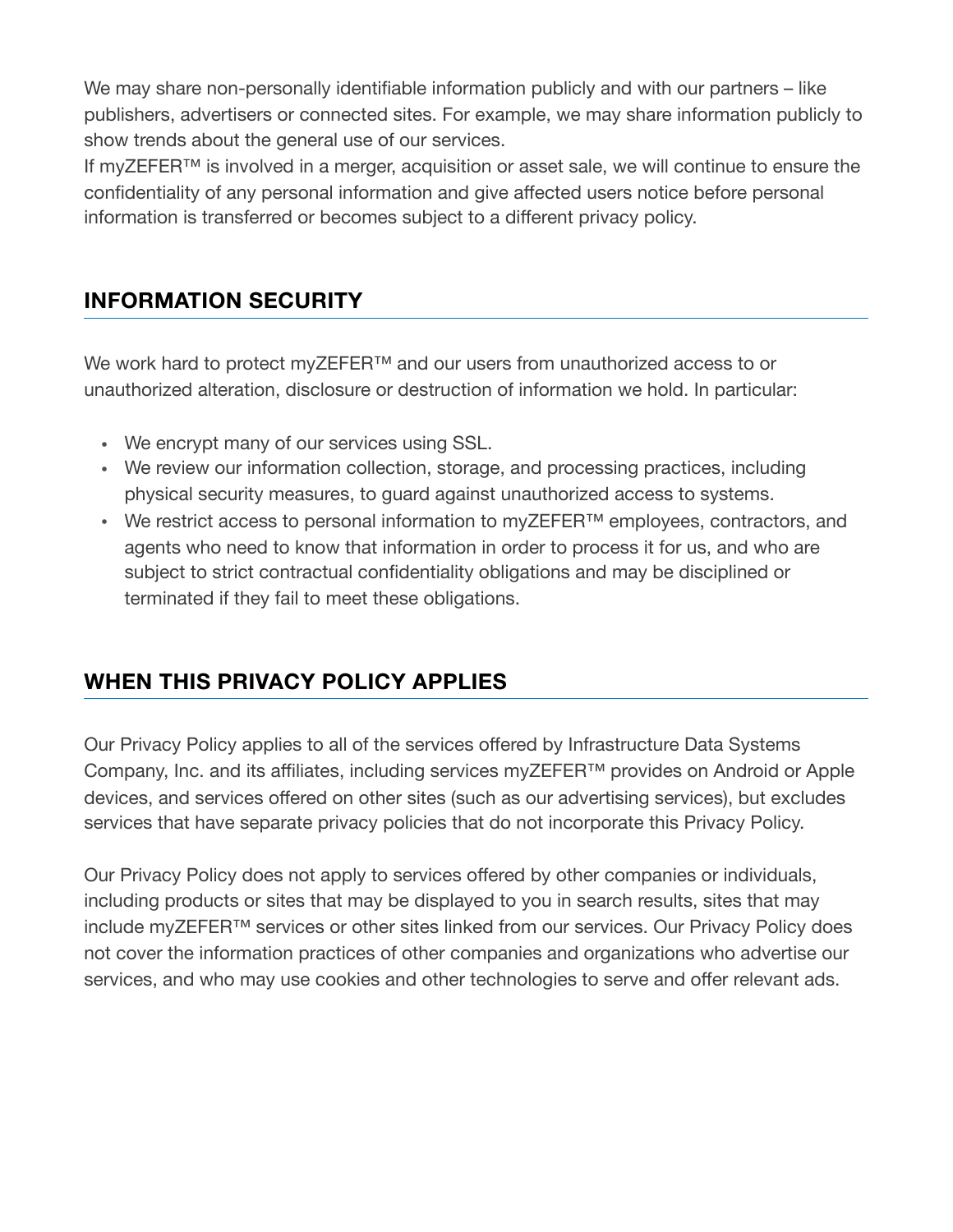We may share non-personally identifiable information publicly and with our partners – like publishers, advertisers or connected sites. For example, we may share information publicly to show trends about the general use of our services.
If myZEFER™ is involved in a merger, acquisition or asset sale, we will continue to ensure the confidentiality of any personal information and give affected users notice before personal information is transferred or becomes subject to a different privacy policy.

## INFORMATION SECURITY

We work hard to protect myZEFER™ and our users from unauthorized access to or unauthorized alteration, disclosure or destruction of information we hold. In particular:

- We encrypt many of our services using SSL.
- We review our information collection, storage, and processing practices, including physical security measures, to guard against unauthorized access to systems.
- We restrict access to personal information to myZEFER™ employees, contractors, and agents who need to know that information in order to process it for us, and who are subject to strict contractual confidentiality obligations and may be disciplined or terminated if they fail to meet these obligations.

## WHEN THIS PRIVACY POLICY APPLIES

Our Privacy Policy applies to all of the services offered by Infrastructure Data Systems Company, Inc. and its affiliates, including services myZEFER™ provides on Android or Apple devices, and services offered on other sites (such as our advertising services), but excludes services that have separate privacy policies that do not incorporate this Privacy Policy.

Our Privacy Policy does not apply to services offered by other companies or individuals, including products or sites that may be displayed to you in search results, sites that may include myZEFER™ services or other sites linked from our services. Our Privacy Policy does not cover the information practices of other companies and organizations who advertise our services, and who may use cookies and other technologies to serve and offer relevant ads.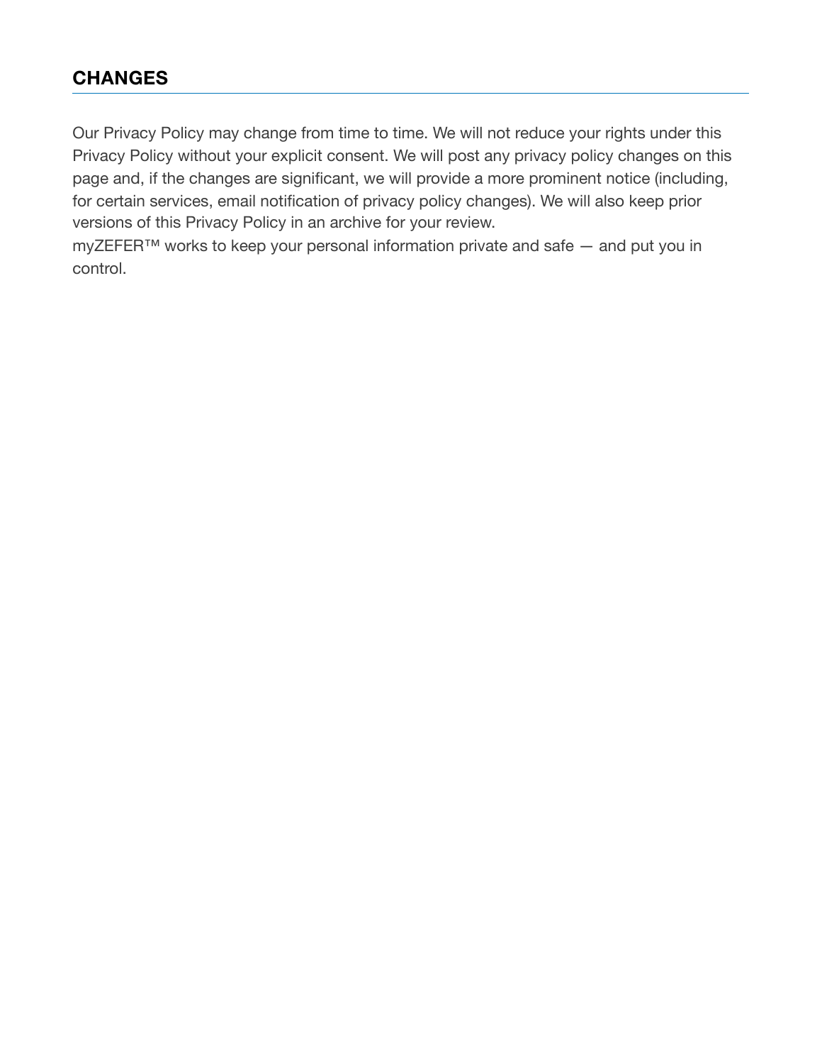## CHANGES

Our Privacy Policy may change from time to time. We will not reduce your rights under this Privacy Policy without your explicit consent. We will post any privacy policy changes on this page and, if the changes are significant, we will provide a more prominent notice (including, for certain services, email notification of privacy policy changes). We will also keep prior versions of this Privacy Policy in an archive for your review.
myZEFER™ works to keep your personal information private and safe — and put you in control.